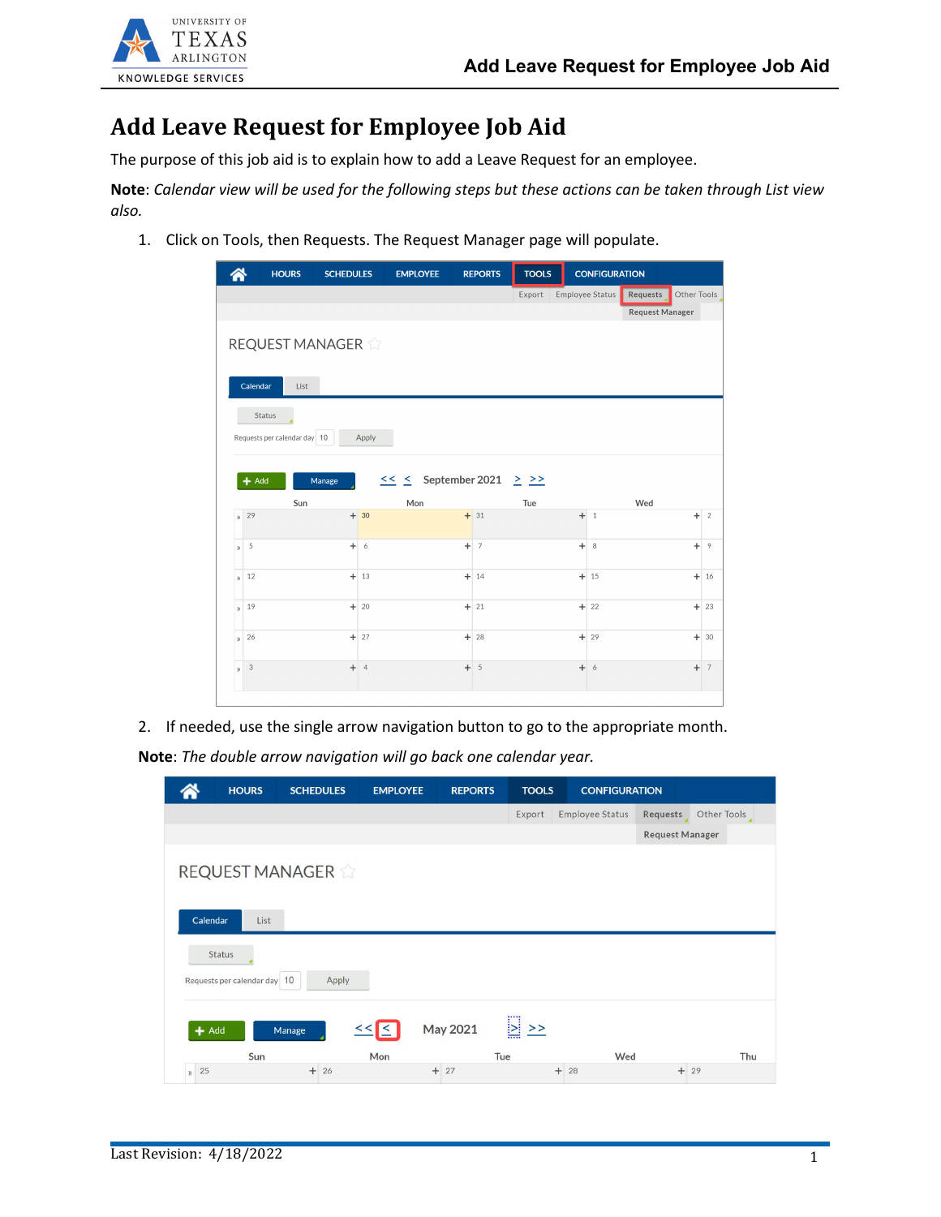# Add Leave Request for Employee Job Aid

The purpose of this job aid is to explain how to add a Leave Request for an employee.

**Note**: *Calendar view will be used for the following steps but these actions can be taken through List view also.*

1. Click on Tools, then Requests. The Request Manager page will populate.

2. If needed, use the single arrow navigation button to go to the appropriate month.

**Note**: *The double arrow navigation will go back one calendar year.*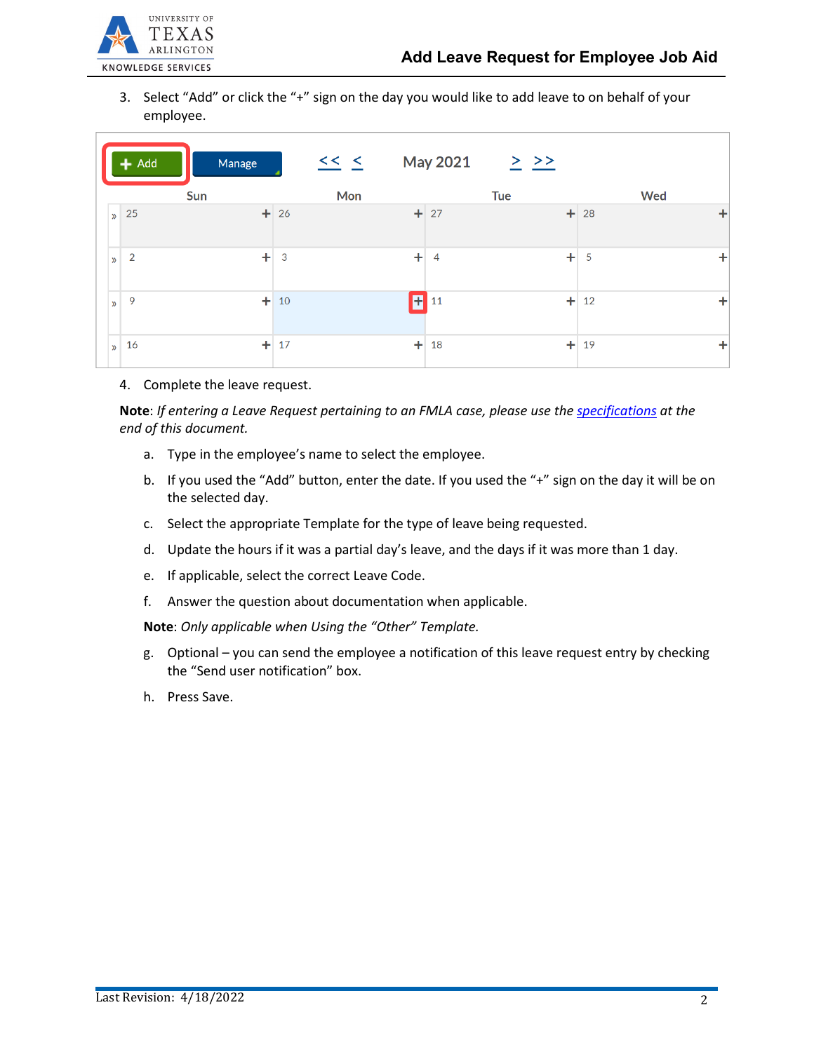3. Select "Add" or click the "+" sign on the day you would like to add leave to on behalf of your employee.

4. Complete the leave request.

**Note**: *If entering a Leave Request pertaining to an FMLA case, please use the specifications at the end of this document.*

   a. Type in the employee's name to select the employee.

   b. If you used the "Add" button, enter the date. If you used the "+" sign on the day it will be on the selected day.

   c. Select the appropriate Template for the type of leave being requested.

   d. Update the hours if it was a partial day's leave, and the days if it was more than 1 day.

   e. If applicable, select the correct Leave Code.

   f. Answer the question about documentation when applicable.

   **Note**: *Only applicable when Using the "Other" Template.*

   g. Optional – you can send the employee a notification of this leave request entry by checking the "Send user notification" box.

   h. Press Save.

Last Revision: 4/18/2022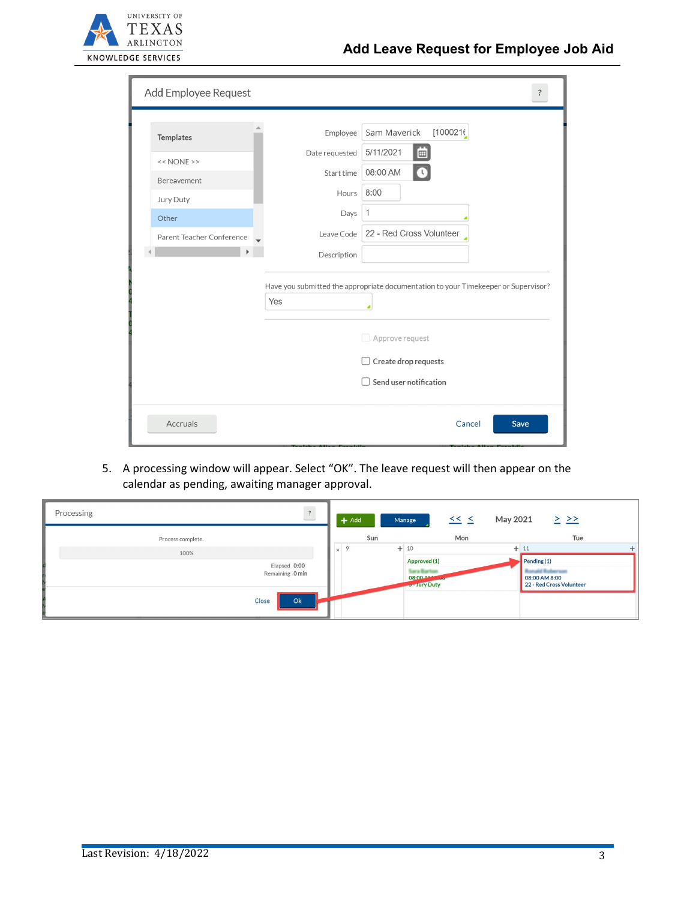5. A processing window will appear. Select "OK". The leave request will then appear on the calendar as pending, awaiting manager approval.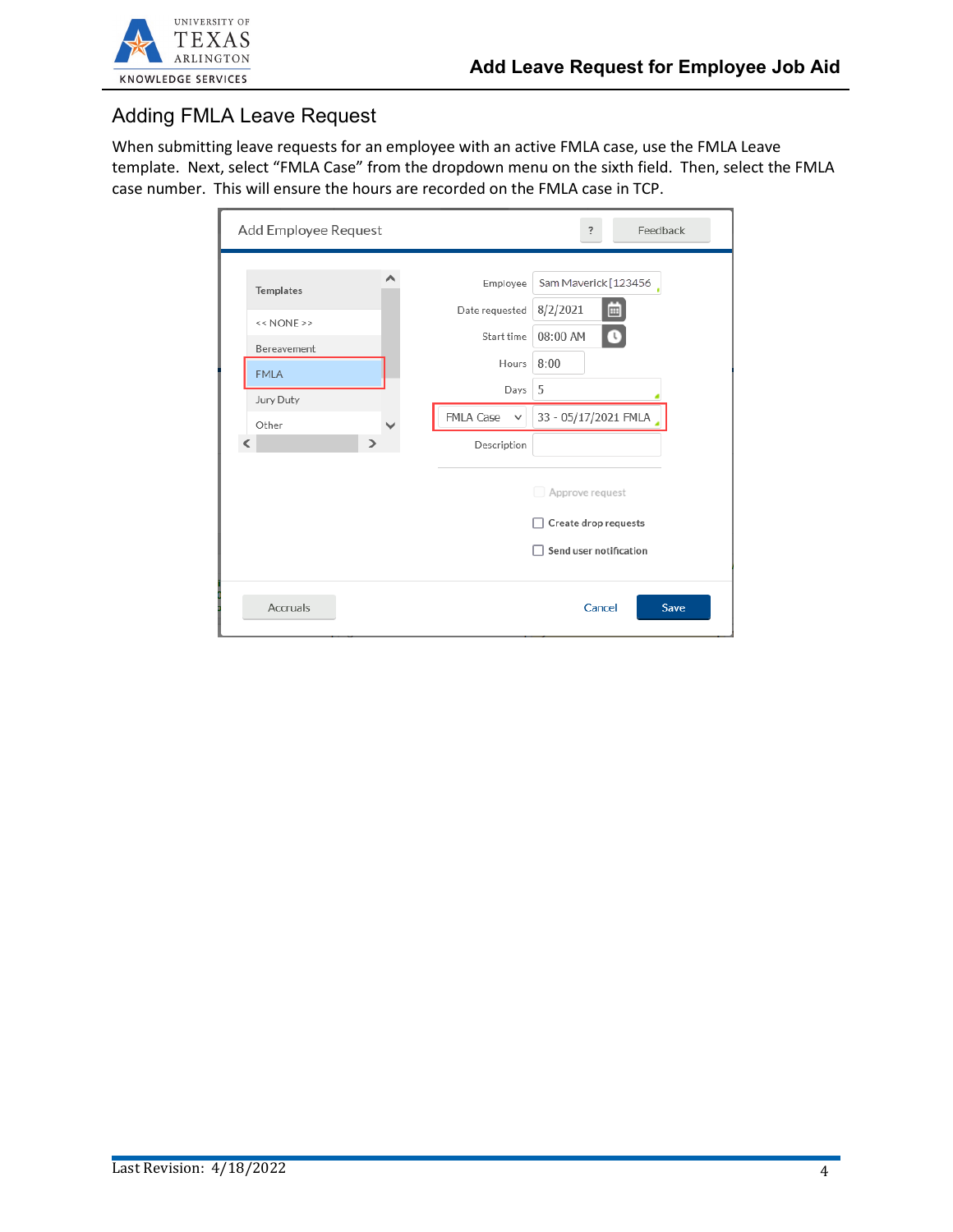## Adding FMLA Leave Request

When submitting leave requests for an employee with an active FMLA case, use the FMLA Leave template. Next, select "FMLA Case" from the dropdown menu on the sixth field. Then, select the FMLA case number. This will ensure the hours are recorded on the FMLA case in TCP.

Add Employee Request

?

Feedback

Templates

<< NONE >>

Bereavement

FMLA

Jury Duty

Other

Employee: Sam Maverick [123456

Date requested: 8/2/2021

Start time: 08:00 AM

Hours: 8:00

Days: 5

FMLA Case: 33 - 05/17/2021 FMLA

Description

Approve request

Create drop requests

Send user notification

Accruals

Cancel

Save